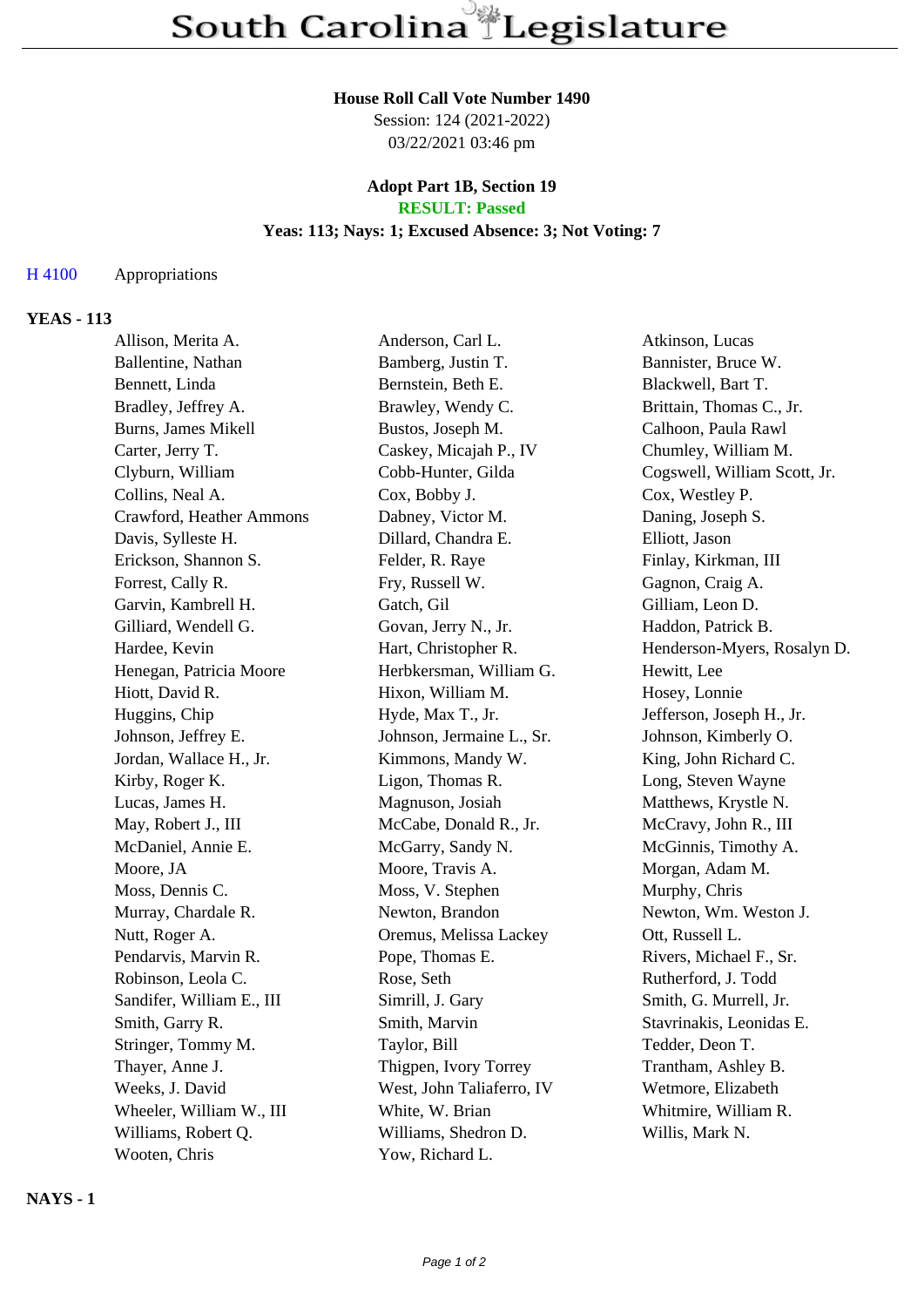**House Roll Call Vote Number 1490**
Session: 124 (2021-2022)
03/22/2021 03:46 pm

**Adopt Part 1B, Section 19**
**RESULT: Passed**
**Yeas: 113; Nays: 1; Excused Absence: 3; Not Voting: 7**

H 4100 Appropriations

## YEAS - 113

| | | |
|---|---|---|
| Allison, Merita A. | Anderson, Carl L. | Atkinson, Lucas |
| Ballentine, Nathan | Bamberg, Justin T. | Bannister, Bruce W. |
| Bennett, Linda | Bernstein, Beth E. | Blackwell, Bart T. |
| Bradley, Jeffrey A. | Brawley, Wendy C. | Brittain, Thomas C., Jr. |
| Burns, James Mikell | Bustos, Joseph M. | Calhoon, Paula Rawl |
| Carter, Jerry T. | Caskey, Micajah P., IV | Chumley, William M. |
| Clyburn, William | Cobb-Hunter, Gilda | Cogswell, William Scott, Jr. |
| Collins, Neal A. | Cox, Bobby J. | Cox, Westley P. |
| Crawford, Heather Ammons | Dabney, Victor M. | Daning, Joseph S. |
| Davis, Sylleste H. | Dillard, Chandra E. | Elliott, Jason |
| Erickson, Shannon S. | Felder, R. Raye | Finlay, Kirkman, III |
| Forrest, Cally R. | Fry, Russell W. | Gagnon, Craig A. |
| Garvin, Kambrell H. | Gatch, Gil | Gilliam, Leon D. |
| Gilliard, Wendell G. | Govan, Jerry N., Jr. | Haddon, Patrick B. |
| Hardee, Kevin | Hart, Christopher R. | Henderson-Myers, Rosalyn D. |
| Henegan, Patricia Moore | Herbkersman, William G. | Hewitt, Lee |
| Hiott, David R. | Hixon, William M. | Hosey, Lonnie |
| Huggins, Chip | Hyde, Max T., Jr. | Jefferson, Joseph H., Jr. |
| Johnson, Jeffrey E. | Johnson, Jermaine L., Sr. | Johnson, Kimberly O. |
| Jordan, Wallace H., Jr. | Kimmons, Mandy W. | King, John Richard C. |
| Kirby, Roger K. | Ligon, Thomas R. | Long, Steven Wayne |
| Lucas, James H. | Magnuson, Josiah | Matthews, Krystle N. |
| May, Robert J., III | McCabe, Donald R., Jr. | McCravy, John R., III |
| McDaniel, Annie E. | McGarry, Sandy N. | McGinnis, Timothy A. |
| Moore, JA | Moore, Travis A. | Morgan, Adam M. |
| Moss, Dennis C. | Moss, V. Stephen | Murphy, Chris |
| Murray, Chardale R. | Newton, Brandon | Newton, Wm. Weston J. |
| Nutt, Roger A. | Oremus, Melissa Lackey | Ott, Russell L. |
| Pendarvis, Marvin R. | Pope, Thomas E. | Rivers, Michael F., Sr. |
| Robinson, Leola C. | Rose, Seth | Rutherford, J. Todd |
| Sandifer, William E., III | Simrill, J. Gary | Smith, G. Murrell, Jr. |
| Smith, Garry R. | Smith, Marvin | Stavrinakis, Leonidas E. |
| Stringer, Tommy M. | Taylor, Bill | Tedder, Deon T. |
| Thayer, Anne J. | Thigpen, Ivory Torrey | Trantham, Ashley B. |
| Weeks, J. David | West, John Taliaferro, IV | Wetmore, Elizabeth |
| Wheeler, William W., III | White, W. Brian | Whitmire, William R. |
| Williams, Robert Q. | Williams, Shedron D. | Willis, Mark N. |
| Wooten, Chris | Yow, Richard L. | |

## NAYS - 1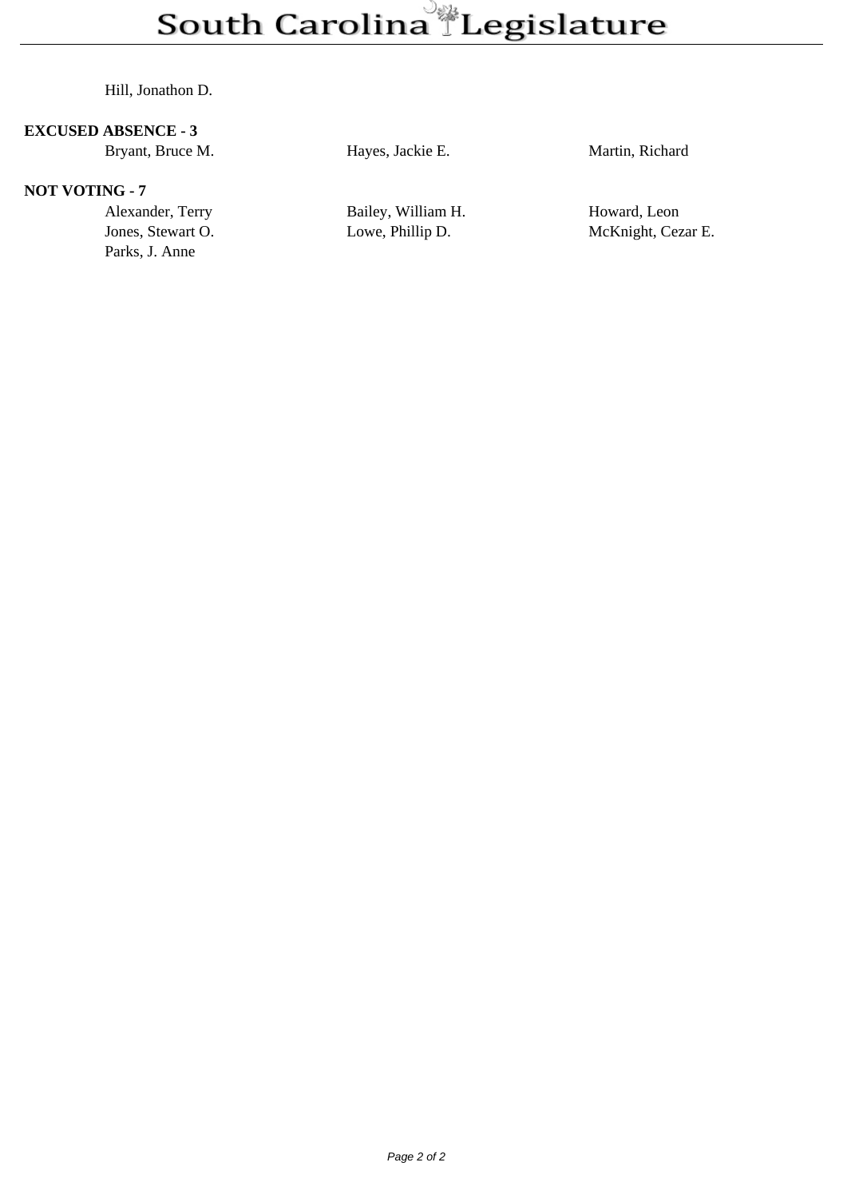Hill, Jonathon D.

**EXCUSED ABSENCE - 3**

| | | |
|---|---|---|
| Bryant, Bruce M. | Hayes, Jackie E. | Martin, Richard |

**NOT VOTING - 7**

| | | |
|---|---|---|
| Alexander, Terry | Bailey, William H. | Howard, Leon |
| Jones, Stewart O. | Lowe, Phillip D. | McKnight, Cezar E. |
| Parks, J. Anne | | |